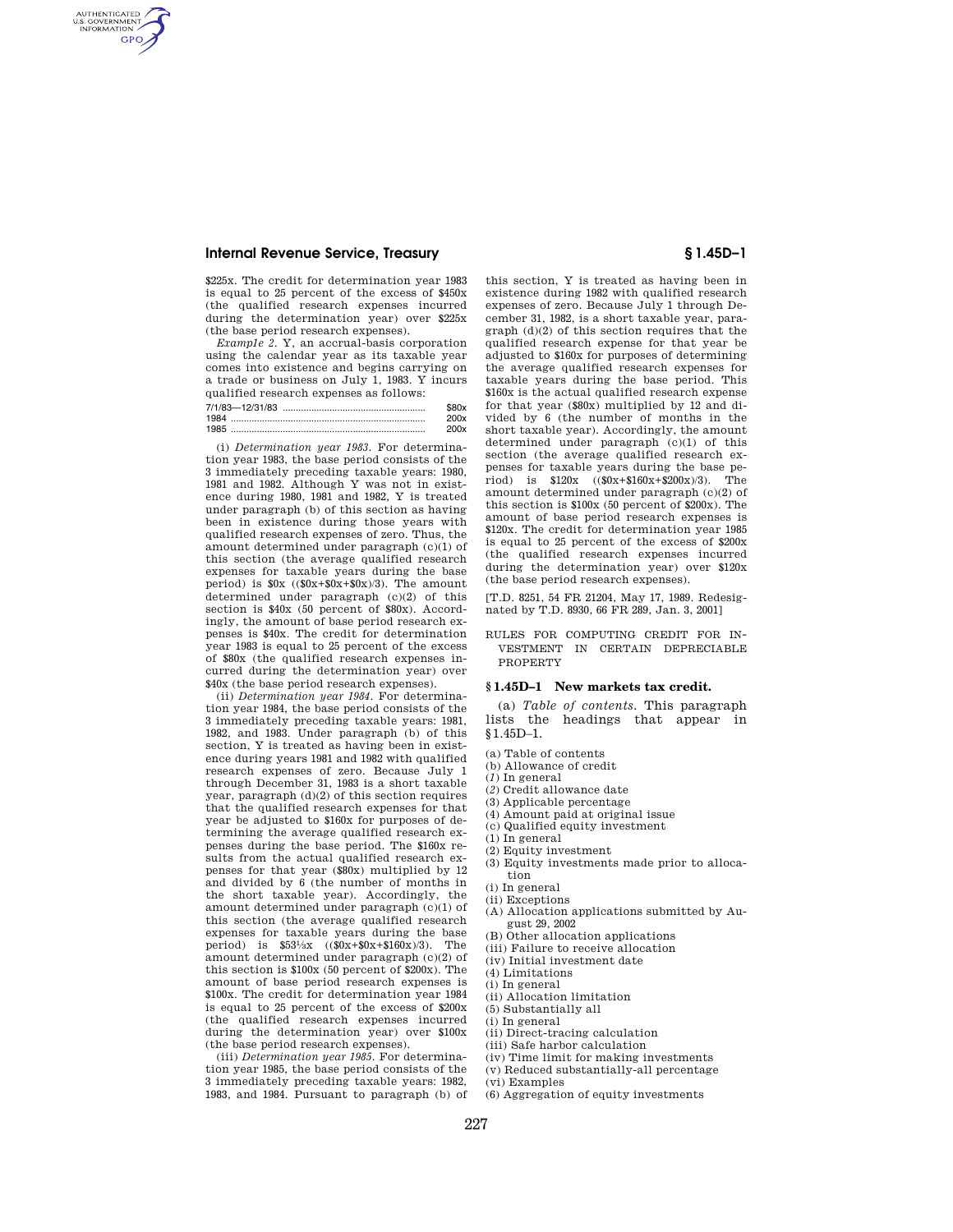$225x. The credit for determination year 1983 is equal to 25 percent of the excess of $450x (the qualified research expenses incurred during the determination year) over $225x (the base period research expenses).

*Example 2.* Y, an accrual-basis corporation using the calendar year as its taxable year comes into existence and begins carrying on a trade or business on July 1, 1983. Y incurs qualified research expenses as follows:

| | |
|---|---|
| 7/1/83—12/31/83 | $80x |
| 1984 | 200x |
| 1985 | 200x |

(i) *Determination year 1983.* For determination year 1983, the base period consists of the 3 immediately preceding taxable years: 1980, 1981 and 1982. Although Y was not in existence during 1980, 1981 and 1982, Y is treated under paragraph (b) of this section as having been in existence during those years with qualified research expenses of zero. Thus, the amount determined under paragraph (c)(1) of this section (the average qualified research expenses for taxable years during the base period) is $0x (($0x+$0x+$0x)/3). The amount determined under paragraph (c)(2) of this section is $40x (50 percent of $80x). Accordingly, the amount of base period research expenses is $40x. The credit for determination year 1983 is equal to 25 percent of the excess of $80x (the qualified research expenses incurred during the determination year) over $40x (the base period research expenses).

(ii) *Determination year 1984.* For determination year 1984, the base period consists of the 3 immediately preceding taxable years: 1981, 1982, and 1983. Under paragraph (b) of this section, Y is treated as having been in existence during years 1981 and 1982 with qualified research expenses of zero. Because July 1 through December 31, 1983 is a short taxable year, paragraph (d)(2) of this section requires that the qualified research expenses for that year be adjusted to $160x for purposes of determining the average qualified research expenses during the base period. The $160x results from the actual qualified research expenses for that year ($80x) multiplied by 12 and divided by 6 (the number of months in the short taxable year). Accordingly, the amount determined under paragraph (c)(1) of this section (the average qualified research expenses for taxable years during the base period) is $53⅓x (($0x+$0x+$160x)/3). The amount determined under paragraph (c)(2) of this section is $100x (50 percent of $200x). The amount of base period research expenses is $100x. The credit for determination year 1984 is equal to 25 percent of the excess of $200x (the qualified research expenses incurred during the determination year) over $100x (the base period research expenses).

(iii) *Determination year 1985.* For determination year 1985, the base period consists of the 3 immediately preceding taxable years: 1982, 1983, and 1984. Pursuant to paragraph (b) of this section, Y is treated as having been in existence during 1982 with qualified research expenses of zero. Because July 1 through December 31, 1982, is a short taxable year, paragraph (d)(2) of this section requires that the qualified research expense for that year be adjusted to $160x for purposes of determining the average qualified research expenses for taxable years during the base period. This $160x is the actual qualified research expense for that year ($80x) multiplied by 12 and divided by 6 (the number of months in the short taxable year). Accordingly, the amount determined under paragraph (c)(1) of this section (the average qualified research expenses for taxable years during the base period) is $120x (($0x+$160x+$200x)/3). The amount determined under paragraph (c)(2) of this section is $100x (50 percent of $200x). The amount of base period research expenses is $120x. The credit for determination year 1985 is equal to 25 percent of the excess of $200x (the qualified research expenses incurred during the determination year) over $120x (the base period research expenses).

[T.D. 8251, 54 FR 21204, May 17, 1989. Redesignated by T.D. 8930, 66 FR 289, Jan. 3, 2001]

RULES FOR COMPUTING CREDIT FOR INVESTMENT IN CERTAIN DEPRECIABLE PROPERTY

## § 1.45D–1 New markets tax credit.

(a) *Table of contents.* This paragraph lists the headings that appear in § 1.45D–1.

(a) Table of contents
(b) Allowance of credit
(*1*) In general
(*2*) Credit allowance date
(3) Applicable percentage
(4) Amount paid at original issue
(c) Qualified equity investment
(1) In general
(2) Equity investment
(3) Equity investments made prior to allocation
(i) In general
(ii) Exceptions
(A) Allocation applications submitted by August 29, 2002
(B) Other allocation applications
(iii) Failure to receive allocation
(iv) Initial investment date
(4) Limitations
(i) In general
(ii) Allocation limitation
(5) Substantially all
(i) In general
(ii) Direct-tracing calculation
(iii) Safe harbor calculation
(iv) Time limit for making investments
(v) Reduced substantially-all percentage
(vi) Examples
(6) Aggregation of equity investments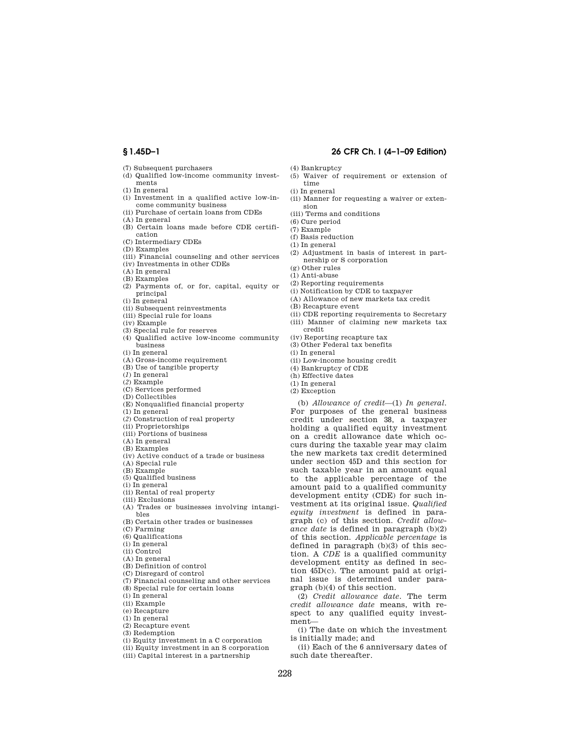(7) Subsequent purchasers
(d) Qualified low-income community investments
(1) In general
(i) Investment in a qualified active low-income community business
(ii) Purchase of certain loans from CDEs
(A) In general
(B) Certain loans made before CDE certification
(C) Intermediary CDEs
(D) Examples
(iii) Financial counseling and other services
(iv) Investments in other CDEs
(A) In general
(B) Examples
(2) Payments of, or for, capital, equity or principal
(i) In general
(ii) Subsequent reinvestments
(iii) Special rule for loans
(iv) Example
(3) Special rule for reserves
(4) Qualified active low-income community business
(i) In general
(A) Gross-income requirement
(B) Use of tangible property
(*1*) In general
(*2*) Example
(C) Services performed
(D) Collectibles
(E) Nonqualified financial property
(*1*) In general
(*2*) Construction of real property
(ii) Proprietorships
(iii) Portions of business
(A) In general
(B) Examples
(iv) Active conduct of a trade or business
(A) Special rule
(B) Example
(5) Qualified business
(i) In general
(ii) Rental of real property
(iii) Exclusions
(A) Trades or businesses involving intangibles
(B) Certain other trades or businesses
(C) Farming
(6) Qualifications
(i) In general
(ii) Control
(A) In general
(B) Definition of control
(C) Disregard of control
(7) Financial counseling and other services
(8) Special rule for certain loans
(i) In general
(ii) Example
(e) Recapture
(1) In general
(2) Recapture event
(3) Redemption
(i) Equity investment in a C corporation
(ii) Equity investment in an S corporation
(iii) Capital interest in a partnership
(4) Bankruptcy
(5) Waiver of requirement or extension of time
(i) In general
(ii) Manner for requesting a waiver or extension
(iii) Terms and conditions
(6) Cure period
(7) Example
(f) Basis reduction
(1) In general
(2) Adjustment in basis of interest in partnership or S corporation
(g) Other rules
(1) Anti-abuse
(2) Reporting requirements
(i) Notification by CDE to taxpayer
(A) Allowance of new markets tax credit
(B) Recapture event
(ii) CDE reporting requirements to Secretary
(iii) Manner of claiming new markets tax credit
(iv) Reporting recapture tax
(3) Other Federal tax benefits
(i) In general
(ii) Low-income housing credit
(4) Bankruptcy of CDE
(h) Effective dates
(1) In general
(2) Exception

(b) *Allowance of credit*—(1) *In general*. For purposes of the general business credit under section 38, a taxpayer holding a qualified equity investment on a credit allowance date which occurs during the taxable year may claim the new markets tax credit determined under section 45D and this section for such taxable year in an amount equal to the applicable percentage of the amount paid to a qualified community development entity (CDE) for such investment at its original issue. *Qualified equity investment* is defined in paragraph (c) of this section. *Credit allowance date* is defined in paragraph (b)(2) of this section. *Applicable percentage* is defined in paragraph (b)(3) of this section. A *CDE* is a qualified community development entity as defined in section 45D(c). The amount paid at original issue is determined under paragraph (b)(4) of this section.

(2) *Credit allowance date*. The term *credit allowance date* means, with respect to any qualified equity investment—

(i) The date on which the investment is initially made; and

(ii) Each of the 6 anniversary dates of such date thereafter.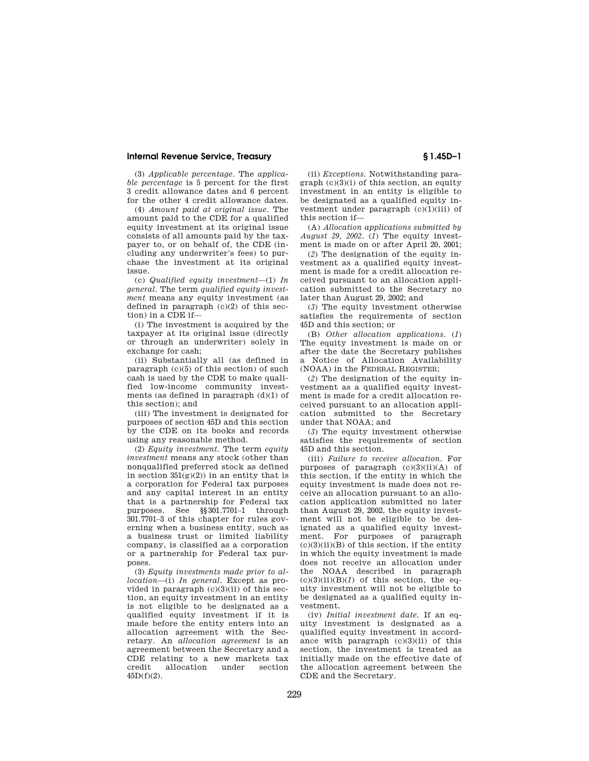(3) *Applicable percentage.* The *applicable percentage* is 5 percent for the first 3 credit allowance dates and 6 percent for the other 4 credit allowance dates.

(4) *Amount paid at original issue.* The amount paid to the CDE for a qualified equity investment at its original issue consists of all amounts paid by the taxpayer to, or on behalf of, the CDE (including any underwriter's fees) to purchase the investment at its original issue.

(c) *Qualified equity investment*—(1) *In general.* The term *qualified equity investment* means any equity investment (as defined in paragraph (c)(2) of this section) in a CDE if—

(i) The investment is acquired by the taxpayer at its original issue (directly or through an underwriter) solely in exchange for cash;

(ii) Substantially all (as defined in paragraph (c)(5) of this section) of such cash is used by the CDE to make qualified low-income community investments (as defined in paragraph (d)(1) of this section); and

(iii) The investment is designated for purposes of section 45D and this section by the CDE on its books and records using any reasonable method.

(2) *Equity investment.* The term *equity investment* means any stock (other than nonqualified preferred stock as defined in section 351(g)(2)) in an entity that is a corporation for Federal tax purposes and any capital interest in an entity that is a partnership for Federal tax purposes. See §§301.7701–1 through 301.7701–3 of this chapter for rules governing when a business entity, such as a business trust or limited liability company, is classified as a corporation or a partnership for Federal tax purposes.

(3) *Equity investments made prior to allocation*—(i) *In general.* Except as provided in paragraph (c)(3)(ii) of this section, an equity investment in an entity is not eligible to be designated as a qualified equity investment if it is made before the entity enters into an allocation agreement with the Secretary. An *allocation agreement* is an agreement between the Secretary and a CDE relating to a new markets tax credit allocation under section 45D(f)(2).

(ii) *Exceptions.* Notwithstanding paragraph (c)(3)(i) of this section, an equity investment in an entity is eligible to be designated as a qualified equity investment under paragraph (c)(1)(iii) of this section if—

(A) *Allocation applications submitted by August 29, 2002.* (*1*) The equity investment is made on or after April 20, 2001;

(*2*) The designation of the equity investment as a qualified equity investment is made for a credit allocation received pursuant to an allocation application submitted to the Secretary no later than August 29, 2002; and

(*3*) The equity investment otherwise satisfies the requirements of section 45D and this section; or

(B) *Other allocation applications.* (*1*) The equity investment is made on or after the date the Secretary publishes a Notice of Allocation Availability (NOAA) in the FEDERAL REGISTER;

(*2*) The designation of the equity investment as a qualified equity investment is made for a credit allocation received pursuant to an allocation application submitted to the Secretary under that NOAA; and

(*3*) The equity investment otherwise satisfies the requirements of section 45D and this section.

(iii) *Failure to receive allocation.* For purposes of paragraph (c)(3)(ii)(A) of this section, if the entity in which the equity investment is made does not receive an allocation pursuant to an allocation application submitted no later than August 29, 2002, the equity investment will not be eligible to be designated as a qualified equity investment. For purposes of paragraph (c)(3)(ii)(B) of this section, if the entity in which the equity investment is made does not receive an allocation under the NOAA described in paragraph (c)(3)(ii)(B)(*1*) of this section, the equity investment will not be eligible to be designated as a qualified equity investment.

(iv) *Initial investment date.* If an equity investment is designated as a qualified equity investment in accordance with paragraph (c)(3)(ii) of this section, the investment is treated as initially made on the effective date of the allocation agreement between the CDE and the Secretary.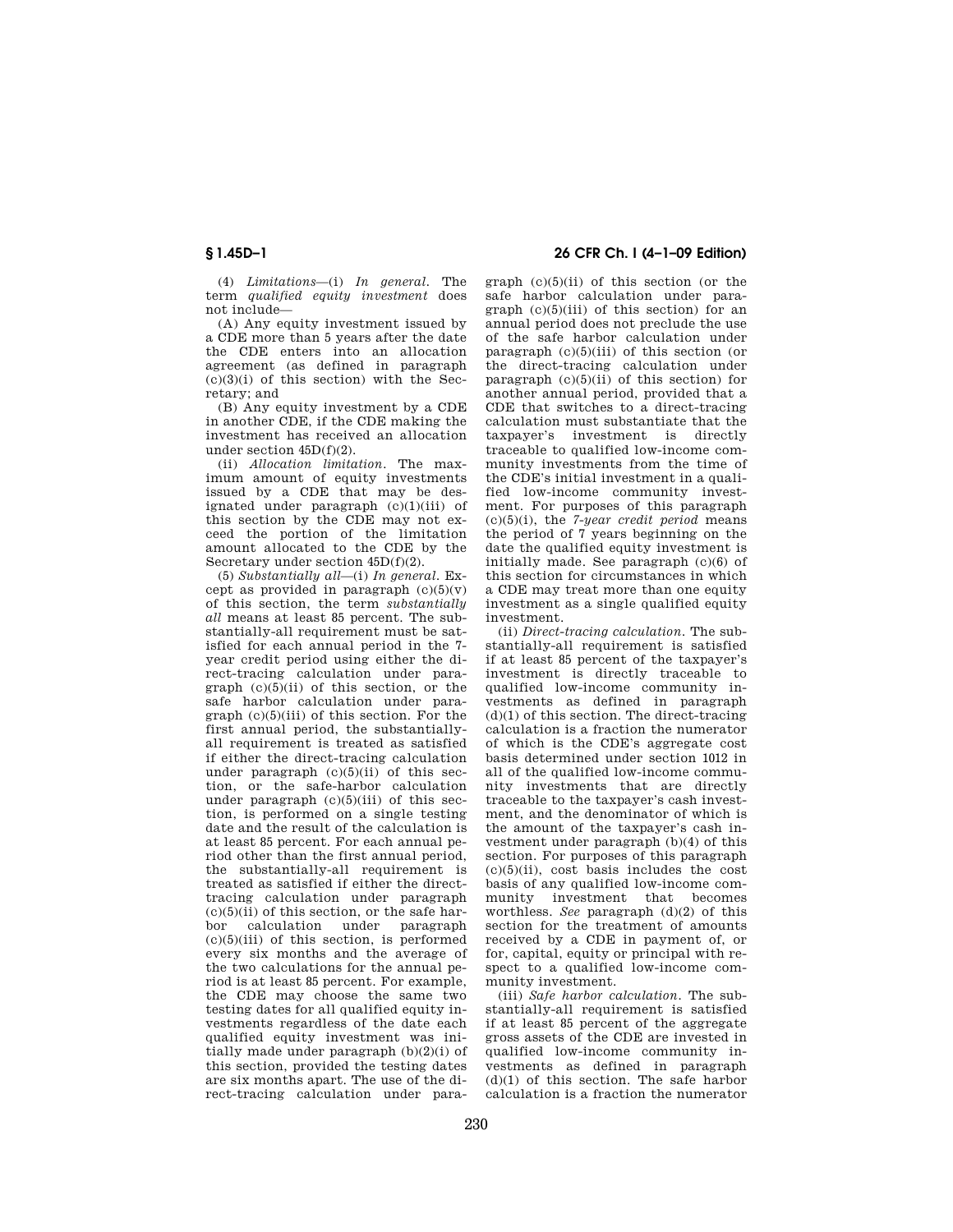(4) *Limitations*—(i) *In general.* The term *qualified equity investment* does not include—

(A) Any equity investment issued by a CDE more than 5 years after the date the CDE enters into an allocation agreement (as defined in paragraph (c)(3)(i) of this section) with the Secretary; and

(B) Any equity investment by a CDE in another CDE, if the CDE making the investment has received an allocation under section 45D(f)(2).

(ii) *Allocation limitation.* The maximum amount of equity investments issued by a CDE that may be designated under paragraph (c)(1)(iii) of this section by the CDE may not exceed the portion of the limitation amount allocated to the CDE by the Secretary under section 45D(f)(2).

(5) *Substantially all*—(i) *In general.* Except as provided in paragraph (c)(5)(v) of this section, the term *substantially all* means at least 85 percent. The substantially-all requirement must be satisfied for each annual period in the 7-year credit period using either the direct-tracing calculation under paragraph (c)(5)(ii) of this section, or the safe harbor calculation under paragraph (c)(5)(iii) of this section. For the first annual period, the substantially-all requirement is treated as satisfied if either the direct-tracing calculation under paragraph (c)(5)(ii) of this section, or the safe-harbor calculation under paragraph (c)(5)(iii) of this section, is performed on a single testing date and the result of the calculation is at least 85 percent. For each annual period other than the first annual period, the substantially-all requirement is treated as satisfied if either the direct-tracing calculation under paragraph (c)(5)(ii) of this section, or the safe harbor calculation under paragraph (c)(5)(iii) of this section, is performed every six months and the average of the two calculations for the annual period is at least 85 percent. For example, the CDE may choose the same two testing dates for all qualified equity investments regardless of the date each qualified equity investment was initially made under paragraph (b)(2)(i) of this section, provided the testing dates are six months apart. The use of the direct-tracing calculation under paragraph (c)(5)(ii) of this section (or the safe harbor calculation under paragraph (c)(5)(iii) of this section) for an annual period does not preclude the use of the safe harbor calculation under paragraph (c)(5)(iii) of this section (or the direct-tracing calculation under paragraph (c)(5)(ii) of this section) for another annual period, provided that a CDE that switches to a direct-tracing calculation must substantiate that the taxpayer's investment is directly traceable to qualified low-income community investments from the time of the CDE's initial investment in a qualified low-income community investment. For purposes of this paragraph (c)(5)(i), the *7-year credit period* means the period of 7 years beginning on the date the qualified equity investment is initially made. See paragraph (c)(6) of this section for circumstances in which a CDE may treat more than one equity investment as a single qualified equity investment.

(ii) *Direct-tracing calculation.* The substantially-all requirement is satisfied if at least 85 percent of the taxpayer's investment is directly traceable to qualified low-income community investments as defined in paragraph (d)(1) of this section. The direct-tracing calculation is a fraction the numerator of which is the CDE's aggregate cost basis determined under section 1012 in all of the qualified low-income community investments that are directly traceable to the taxpayer's cash investment, and the denominator of which is the amount of the taxpayer's cash investment under paragraph (b)(4) of this section. For purposes of this paragraph (c)(5)(ii), cost basis includes the cost basis of any qualified low-income community investment that becomes worthless. *See* paragraph (d)(2) of this section for the treatment of amounts received by a CDE in payment of, or for, capital, equity or principal with respect to a qualified low-income community investment.

(iii) *Safe harbor calculation.* The substantially-all requirement is satisfied if at least 85 percent of the aggregate gross assets of the CDE are invested in qualified low-income community investments as defined in paragraph (d)(1) of this section. The safe harbor calculation is a fraction the numerator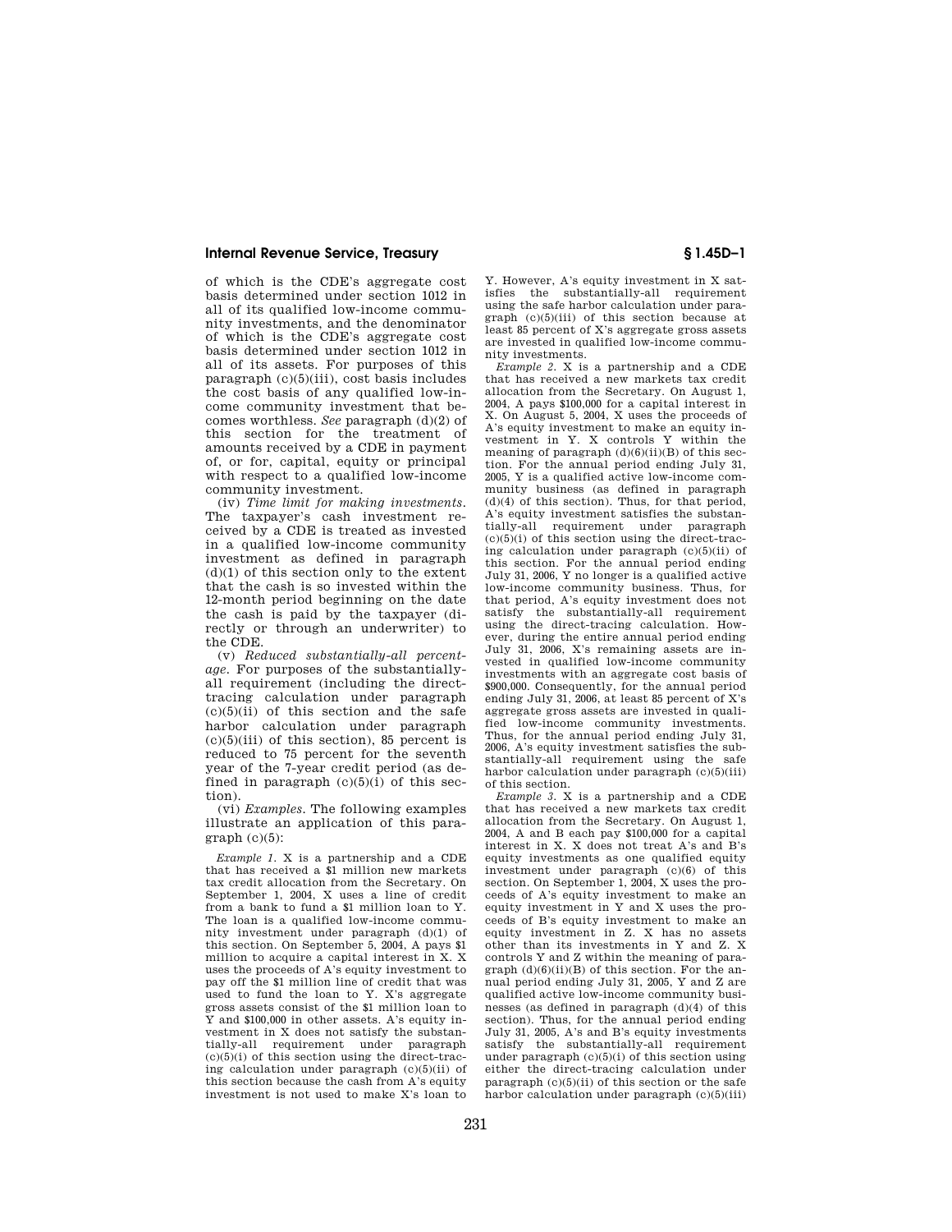of which is the CDE's aggregate cost basis determined under section 1012 in all of its qualified low-income community investments, and the denominator of which is the CDE's aggregate cost basis determined under section 1012 in all of its assets. For purposes of this paragraph (c)(5)(iii), cost basis includes the cost basis of any qualified low-income community investment that becomes worthless. *See* paragraph (d)(2) of this section for the treatment of amounts received by a CDE in payment of, or for, capital, equity or principal with respect to a qualified low-income community investment.

(iv) *Time limit for making investments.* The taxpayer's cash investment received by a CDE is treated as invested in a qualified low-income community investment as defined in paragraph (d)(1) of this section only to the extent that the cash is so invested within the 12-month period beginning on the date the cash is paid by the taxpayer (directly or through an underwriter) to the CDE.

(v) *Reduced substantially-all percentage.* For purposes of the substantially-all requirement (including the direct-tracing calculation under paragraph (c)(5)(ii) of this section and the safe harbor calculation under paragraph (c)(5)(iii) of this section), 85 percent is reduced to 75 percent for the seventh year of the 7-year credit period (as defined in paragraph (c)(5)(i) of this section).

(vi) *Examples.* The following examples illustrate an application of this paragraph (c)(5):

*Example 1.* X is a partnership and a CDE that has received a $1 million new markets tax credit allocation from the Secretary. On September 1, 2004, X uses a line of credit from a bank to fund a $1 million loan to Y. The loan is a qualified low-income community investment under paragraph (d)(1) of this section. On September 5, 2004, A pays $1 million to acquire a capital interest in X. X uses the proceeds of A's equity investment to pay off the $1 million line of credit that was used to fund the loan to Y. X's aggregate gross assets consist of the $1 million loan to Y and $100,000 in other assets. A's equity investment in X does not satisfy the substantially-all requirement under paragraph (c)(5)(i) of this section using the direct-tracing calculation under paragraph (c)(5)(ii) of this section because the cash from A's equity investment is not used to make X's loan to Y. However, A's equity investment in X satisfies the substantially-all requirement using the safe harbor calculation under paragraph (c)(5)(iii) of this section because at least 85 percent of X's aggregate gross assets are invested in qualified low-income community investments.

*Example 2.* X is a partnership and a CDE that has received a new markets tax credit allocation from the Secretary. On August 1, 2004, A pays $100,000 for a capital interest in X. On August 5, 2004, X uses the proceeds of A's equity investment to make an equity investment in Y. X controls Y within the meaning of paragraph (d)(6)(ii)(B) of this section. For the annual period ending July 31, 2005, Y is a qualified active low-income community business (as defined in paragraph (d)(4) of this section). Thus, for that period, A's equity investment satisfies the substantially-all requirement under paragraph (c)(5)(i) of this section using the direct-tracing calculation under paragraph (c)(5)(ii) of this section. For the annual period ending July 31, 2006, Y no longer is a qualified active low-income community business. Thus, for that period, A's equity investment does not satisfy the substantially-all requirement using the direct-tracing calculation. However, during the entire annual period ending July 31, 2006, X's remaining assets are invested in qualified low-income community investments with an aggregate cost basis of $900,000. Consequently, for the annual period ending July 31, 2006, at least 85 percent of X's aggregate gross assets are invested in qualified low-income community investments. Thus, for the annual period ending July 31, 2006, A's equity investment satisfies the substantially-all requirement using the safe harbor calculation under paragraph (c)(5)(iii) of this section.

*Example 3.* X is a partnership and a CDE that has received a new markets tax credit allocation from the Secretary. On August 1, 2004, A and B each pay $100,000 for a capital interest in X. X does not treat A's and B's equity investments as one qualified equity investment under paragraph (c)(6) of this section. On September 1, 2004, X uses the proceeds of A's equity investment to make an equity investment in Y and X uses the proceeds of B's equity investment to make an equity investment in Z. X has no assets other than its investments in Y and Z. X controls Y and Z within the meaning of paragraph (d)(6)(ii)(B) of this section. For the annual period ending July 31, 2005, Y and Z are qualified active low-income community businesses (as defined in paragraph (d)(4) of this section). Thus, for the annual period ending July 31, 2005, A's and B's equity investments satisfy the substantially-all requirement under paragraph (c)(5)(i) of this section using either the direct-tracing calculation under paragraph (c)(5)(ii) of this section or the safe harbor calculation under paragraph (c)(5)(iii)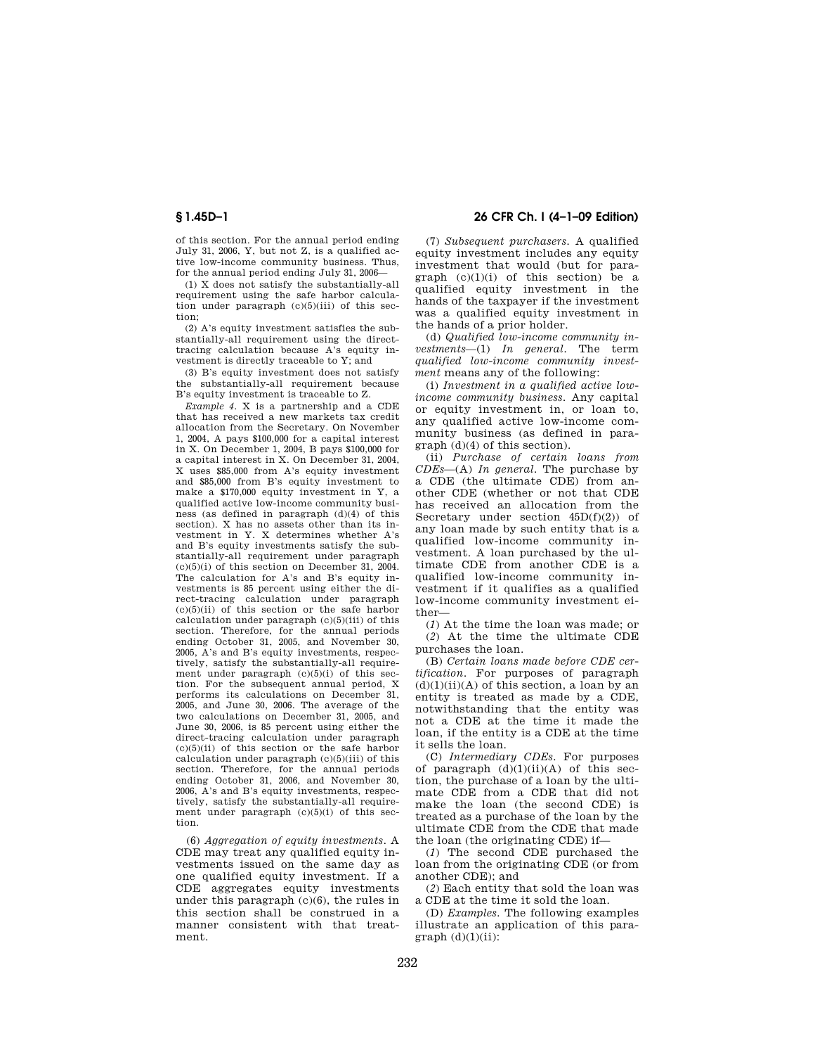of this section. For the annual period ending July 31, 2006, Y, but not Z, is a qualified active low-income community business. Thus, for the annual period ending July 31, 2006—

(1) X does not satisfy the substantially-all requirement using the safe harbor calculation under paragraph (c)(5)(iii) of this section;

(2) A's equity investment satisfies the substantially-all requirement using the direct-tracing calculation because A's equity investment is directly traceable to Y; and

(3) B's equity investment does not satisfy the substantially-all requirement because B's equity investment is traceable to Z.

*Example 4.* X is a partnership and a CDE that has received a new markets tax credit allocation from the Secretary. On November 1, 2004, A pays $100,000 for a capital interest in X. On December 1, 2004, B pays $100,000 for a capital interest in X. On December 31, 2004, X uses $85,000 from A's equity investment and $85,000 from B's equity investment to make a $170,000 equity investment in Y, a qualified active low-income community business (as defined in paragraph (d)(4) of this section). X has no assets other than its investment in Y. X determines whether A's and B's equity investments satisfy the substantially-all requirement under paragraph (c)(5)(i) of this section on December 31, 2004. The calculation for A's and B's equity investments is 85 percent using either the direct-tracing calculation under paragraph (c)(5)(ii) of this section or the safe harbor calculation under paragraph (c)(5)(iii) of this section. Therefore, for the annual periods ending October 31, 2005, and November 30, 2005, A's and B's equity investments, respectively, satisfy the substantially-all requirement under paragraph (c)(5)(i) of this section. For the subsequent annual period, X performs its calculations on December 31, 2005, and June 30, 2006. The average of the two calculations on December 31, 2005, and June 30, 2006, is 85 percent using either the direct-tracing calculation under paragraph (c)(5)(ii) of this section or the safe harbor calculation under paragraph (c)(5)(iii) of this section. Therefore, for the annual periods ending October 31, 2006, and November 30, 2006, A's and B's equity investments, respectively, satisfy the substantially-all requirement under paragraph (c)(5)(i) of this section.

(6) *Aggregation of equity investments.* A CDE may treat any qualified equity investments issued on the same day as one qualified equity investment. If a CDE aggregates equity investments under this paragraph (c)(6), the rules in this section shall be construed in a manner consistent with that treatment.

(7) *Subsequent purchasers.* A qualified equity investment includes any equity investment that would (but for paragraph (c)(1)(i) of this section) be a qualified equity investment in the hands of the taxpayer if the investment was a qualified equity investment in the hands of a prior holder.

(d) *Qualified low-income community investments*—(1) *In general.* The term *qualified low-income community investment* means any of the following:

(i) *Investment in a qualified active low-income community business.* Any capital or equity investment in, or loan to, any qualified active low-income community business (as defined in paragraph (d)(4) of this section).

(ii) *Purchase of certain loans from CDEs*—(A) *In general.* The purchase by a CDE (the ultimate CDE) from another CDE (whether or not that CDE has received an allocation from the Secretary under section 45D(f)(2)) of any loan made by such entity that is a qualified low-income community investment. A loan purchased by the ultimate CDE from another CDE is a qualified low-income community investment if it qualifies as a qualified low-income community investment either—

(*1*) At the time the loan was made; or

(*2*) At the time the ultimate CDE purchases the loan.

(B) *Certain loans made before CDE certification.* For purposes of paragraph (d)(1)(ii)(A) of this section, a loan by an entity is treated as made by a CDE, notwithstanding that the entity was not a CDE at the time it made the loan, if the entity is a CDE at the time it sells the loan.

(C) *Intermediary CDEs.* For purposes of paragraph (d)(1)(ii)(A) of this section, the purchase of a loan by the ultimate CDE from a CDE that did not make the loan (the second CDE) is treated as a purchase of the loan by the ultimate CDE from the CDE that made the loan (the originating CDE) if—

(*1*) The second CDE purchased the loan from the originating CDE (or from another CDE); and

(*2*) Each entity that sold the loan was a CDE at the time it sold the loan.

(D) *Examples.* The following examples illustrate an application of this paragraph (d)(1)(ii):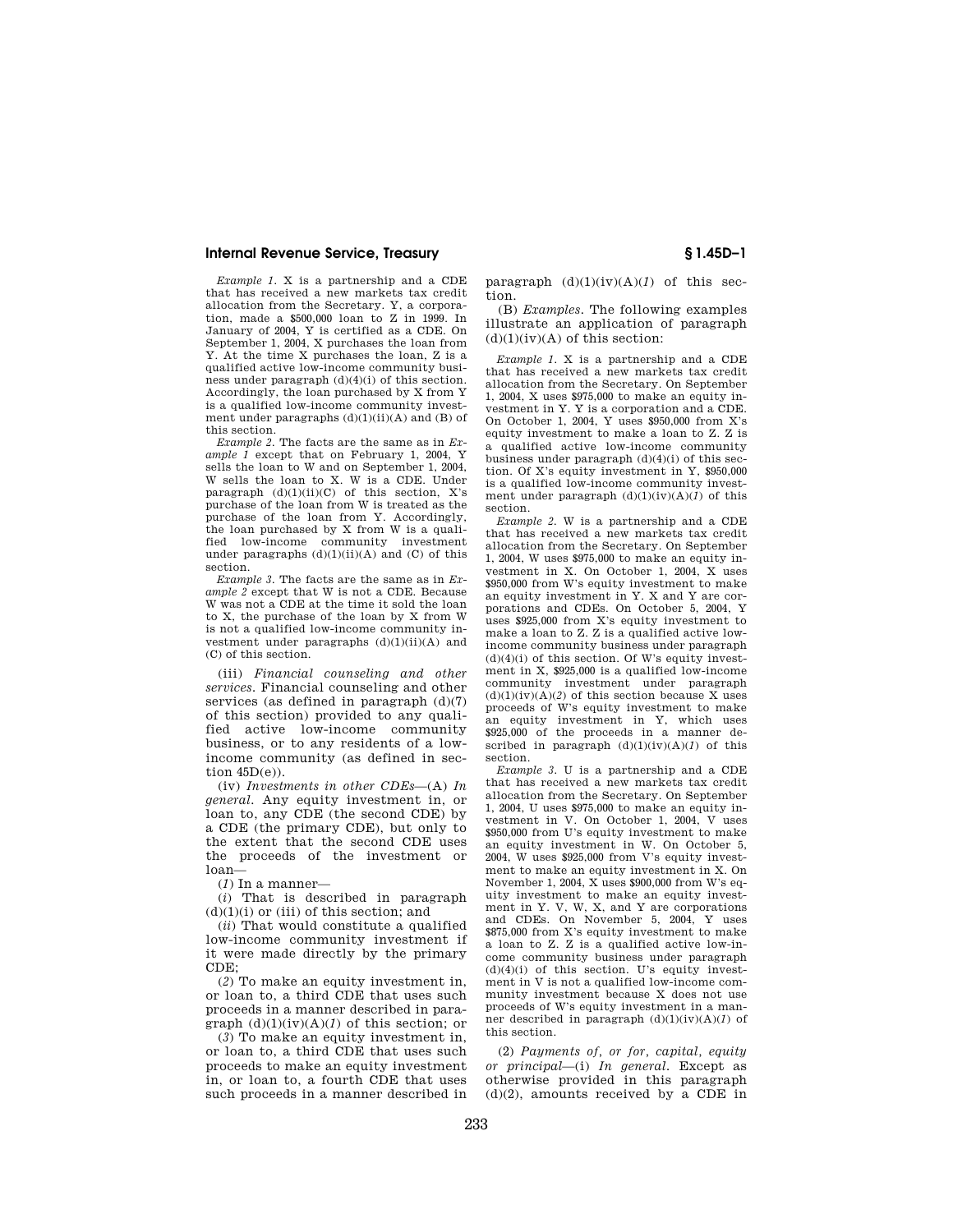*Example 1.* X is a partnership and a CDE that has received a new markets tax credit allocation from the Secretary. Y, a corporation, made a $500,000 loan to Z in 1999. In January of 2004, Y is certified as a CDE. On September 1, 2004, X purchases the loan from Y. At the time X purchases the loan, Z is a qualified active low-income community business under paragraph (d)(4)(i) of this section. Accordingly, the loan purchased by X from Y is a qualified low-income community investment under paragraphs (d)(1)(ii)(A) and (B) of this section.

*Example 2.* The facts are the same as in *Example 1* except that on February 1, 2004, Y sells the loan to W and on September 1, 2004, W sells the loan to X. W is a CDE. Under paragraph (d)(1)(ii)(C) of this section, X's purchase of the loan from W is treated as the purchase of the loan from Y. Accordingly, the loan purchased by X from W is a qualified low-income community investment under paragraphs (d)(1)(ii)(A) and (C) of this section.

*Example 3.* The facts are the same as in *Example 2* except that W is not a CDE. Because W was not a CDE at the time it sold the loan to X, the purchase of the loan by X from W is not a qualified low-income community investment under paragraphs (d)(1)(ii)(A) and (C) of this section.

(iii) *Financial counseling and other services.* Financial counseling and other services (as defined in paragraph (d)(7) of this section) provided to any qualified active low-income community business, or to any residents of a low-income community (as defined in section 45D(e)).

(iv) *Investments in other CDEs*—(A) *In general.* Any equity investment in, or loan to, any CDE (the second CDE) by a CDE (the primary CDE), but only to the extent that the second CDE uses the proceeds of the investment or loan—

(*1*) In a manner—

(*i*) That is described in paragraph (d)(1)(i) or (iii) of this section; and

(*ii*) That would constitute a qualified low-income community investment if it were made directly by the primary CDE;

(*2*) To make an equity investment in, or loan to, a third CDE that uses such proceeds in a manner described in paragraph (d)(1)(iv)(A)(*1*) of this section; or

(*3*) To make an equity investment in, or loan to, a third CDE that uses such proceeds to make an equity investment in, or loan to, a fourth CDE that uses such proceeds in a manner described in paragraph (d)(1)(iv)(A)(*1*) of this section.

(B) *Examples.* The following examples illustrate an application of paragraph (d)(1)(iv)(A) of this section:

*Example 1.* X is a partnership and a CDE that has received a new markets tax credit allocation from the Secretary. On September 1, 2004, X uses $975,000 to make an equity investment in Y. Y is a corporation and a CDE. On October 1, 2004, Y uses $950,000 from X's equity investment to make a loan to Z. Z is a qualified active low-income community business under paragraph (d)(4)(i) of this section. Of X's equity investment in Y, $950,000 is a qualified low-income community investment under paragraph (d)(1)(iv)(A)(*1*) of this section.

*Example 2.* W is a partnership and a CDE that has received a new markets tax credit allocation from the Secretary. On September 1, 2004, W uses $975,000 to make an equity investment in X. On October 1, 2004, X uses $950,000 from W's equity investment to make an equity investment in Y. X and Y are corporations and CDEs. On October 5, 2004, Y uses $925,000 from X's equity investment to make a loan to Z. Z is a qualified active low-income community business under paragraph (d)(4)(i) of this section. Of W's equity investment in X, $925,000 is a qualified low-income community investment under paragraph (d)(1)(iv)(A)(*2*) of this section because X uses proceeds of W's equity investment to make an equity investment in Y, which uses $925,000 of the proceeds in a manner described in paragraph (d)(1)(iv)(A)(*1*) of this section.

*Example 3.* U is a partnership and a CDE that has received a new markets tax credit allocation from the Secretary. On September 1, 2004, U uses $975,000 to make an equity investment in V. On October 1, 2004, V uses $950,000 from U's equity investment to make an equity investment in W. On October 5, 2004, W uses $925,000 from V's equity investment to make an equity investment in X. On November 1, 2004, X uses $900,000 from W's equity investment to make an equity investment in Y. V, W, X, and Y are corporations and CDEs. On November 5, 2004, Y uses $875,000 from X's equity investment to make a loan to Z. Z is a qualified active low-income community business under paragraph (d)(4)(i) of this section. U's equity investment in V is not a qualified low-income community investment because X does not use proceeds of W's equity investment in a manner described in paragraph (d)(1)(iv)(A)(*1*) of this section.

(2) *Payments of, or for, capital, equity or principal*—(i) *In general.* Except as otherwise provided in this paragraph (d)(2), amounts received by a CDE in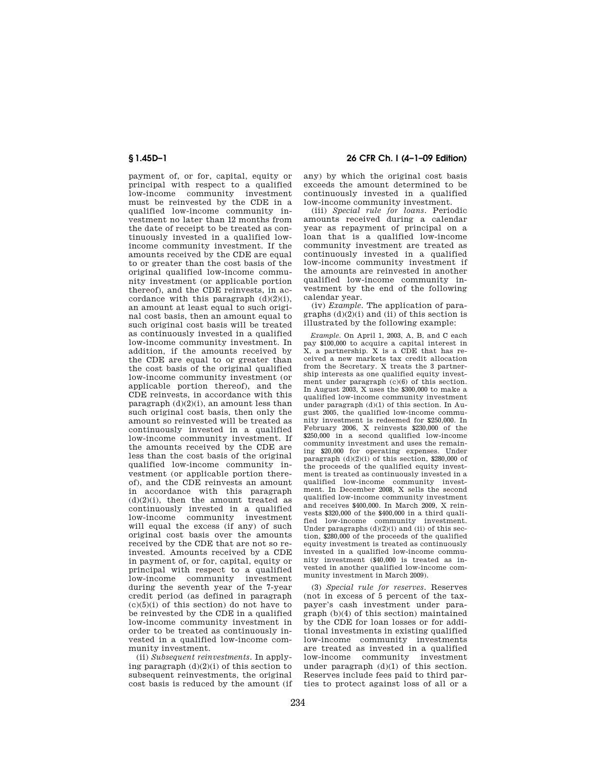payment of, or for, capital, equity or principal with respect to a qualified low-income community investment must be reinvested by the CDE in a qualified low-income community investment no later than 12 months from the date of receipt to be treated as continuously invested in a qualified low-income community investment. If the amounts received by the CDE are equal to or greater than the cost basis of the original qualified low-income community investment (or applicable portion thereof), and the CDE reinvests, in accordance with this paragraph (d)(2)(i), an amount at least equal to such original cost basis, then an amount equal to such original cost basis will be treated as continuously invested in a qualified low-income community investment. In addition, if the amounts received by the CDE are equal to or greater than the cost basis of the original qualified low-income community investment (or applicable portion thereof), and the CDE reinvests, in accordance with this paragraph (d)(2)(i), an amount less than such original cost basis, then only the amount so reinvested will be treated as continuously invested in a qualified low-income community investment. If the amounts received by the CDE are less than the cost basis of the original qualified low-income community investment (or applicable portion thereof), and the CDE reinvests an amount in accordance with this paragraph (d)(2)(i), then the amount treated as continuously invested in a qualified low-income community investment will equal the excess (if any) of such original cost basis over the amounts received by the CDE that are not so reinvested. Amounts received by a CDE in payment of, or for, capital, equity or principal with respect to a qualified low-income community investment during the seventh year of the 7-year credit period (as defined in paragraph (c)(5)(i) of this section) do not have to be reinvested by the CDE in a qualified low-income community investment in order to be treated as continuously invested in a qualified low-income community investment.

(ii) *Subsequent reinvestments.* In applying paragraph (d)(2)(i) of this section to subsequent reinvestments, the original cost basis is reduced by the amount (if any) by which the original cost basis exceeds the amount determined to be continuously invested in a qualified low-income community investment.

(iii) *Special rule for loans.* Periodic amounts received during a calendar year as repayment of principal on a loan that is a qualified low-income community investment are treated as continuously invested in a qualified low-income community investment if the amounts are reinvested in another qualified low-income community investment by the end of the following calendar year.

(iv) *Example.* The application of paragraphs (d)(2)(i) and (ii) of this section is illustrated by the following example:

*Example.* On April 1, 2003, A, B, and C each pay $100,000 to acquire a capital interest in X, a partnership. X is a CDE that has received a new markets tax credit allocation from the Secretary. X treats the 3 partnership interests as one qualified equity investment under paragraph (c)(6) of this section. In August 2003, X uses the $300,000 to make a qualified low-income community investment under paragraph (d)(1) of this section. In August 2005, the qualified low-income community investment is redeemed for $250,000. In February 2006, X reinvests $230,000 of the $250,000 in a second qualified low-income community investment and uses the remaining $20,000 for operating expenses. Under paragraph (d)(2)(i) of this section, $280,000 of the proceeds of the qualified equity investment is treated as continuously invested in a qualified low-income community investment. In December 2008, X sells the second qualified low-income community investment and receives $400,000. In March 2009, X reinvests $320,000 of the $400,000 in a third qualified low-income community investment. Under paragraphs (d)(2)(i) and (ii) of this section, $280,000 of the proceeds of the qualified equity investment is treated as continuously invested in a qualified low-income community investment ($40,000 is treated as invested in another qualified low-income community investment in March 2009).

(3) *Special rule for reserves.* Reserves (not in excess of 5 percent of the taxpayer's cash investment under paragraph (b)(4) of this section) maintained by the CDE for loan losses or for additional investments in existing qualified low-income community investments are treated as invested in a qualified low-income community investment under paragraph (d)(1) of this section. Reserves include fees paid to third parties to protect against loss of all or a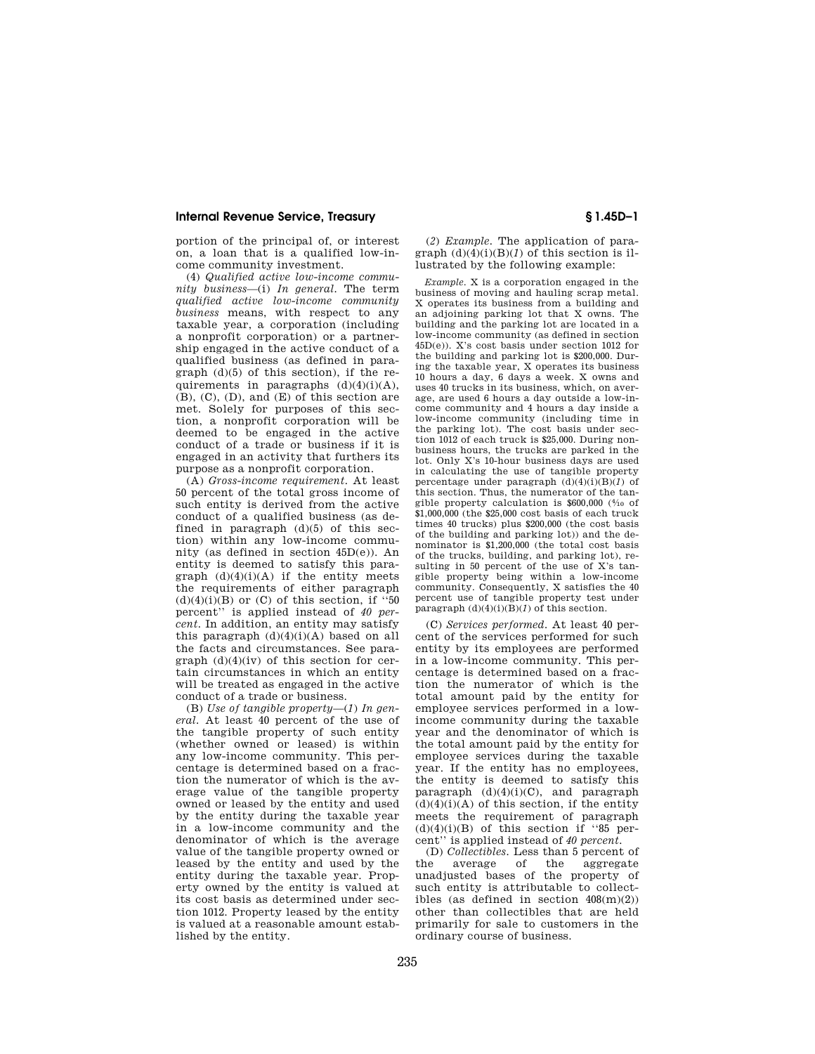portion of the principal of, or interest on, a loan that is a qualified low-income community investment.

(4) *Qualified active low-income community business*—(i) *In general.* The term *qualified active low-income community business* means, with respect to any taxable year, a corporation (including a nonprofit corporation) or a partnership engaged in the active conduct of a qualified business (as defined in paragraph (d)(5) of this section), if the requirements in paragraphs (d)(4)(i)(A), (B), (C), (D), and (E) of this section are met. Solely for purposes of this section, a nonprofit corporation will be deemed to be engaged in the active conduct of a trade or business if it is engaged in an activity that furthers its purpose as a nonprofit corporation.

(A) *Gross-income requirement.* At least 50 percent of the total gross income of such entity is derived from the active conduct of a qualified business (as defined in paragraph (d)(5) of this section) within any low-income community (as defined in section 45D(e)). An entity is deemed to satisfy this paragraph (d)(4)(i)(A) if the entity meets the requirements of either paragraph (d)(4)(i)(B) or (C) of this section, if ''50 percent'' is applied instead of *40 percent.* In addition, an entity may satisfy this paragraph (d)(4)(i)(A) based on all the facts and circumstances. See paragraph (d)(4)(iv) of this section for certain circumstances in which an entity will be treated as engaged in the active conduct of a trade or business.

(B) *Use of tangible property*—(*1*) *In general.* At least 40 percent of the use of the tangible property of such entity (whether owned or leased) is within any low-income community. This percentage is determined based on a fraction the numerator of which is the average value of the tangible property owned or leased by the entity and used by the entity during the taxable year in a low-income community and the denominator of which is the average value of the tangible property owned or leased by the entity and used by the entity during the taxable year. Property owned by the entity is valued at its cost basis as determined under section 1012. Property leased by the entity is valued at a reasonable amount established by the entity.

(*2*) *Example.* The application of paragraph (d)(4)(i)(B)(*1*) of this section is illustrated by the following example:

*Example.* X is a corporation engaged in the business of moving and hauling scrap metal. X operates its business from a building and an adjoining parking lot that X owns. The building and the parking lot are located in a low-income community (as defined in section 45D(e)). X's cost basis under section 1012 for the building and parking lot is $200,000. During the taxable year, X operates its business 10 hours a day, 6 days a week. X owns and uses 40 trucks in its business, which, on average, are used 6 hours a day outside a low-income community and 4 hours a day inside a low-income community (including time in the parking lot). The cost basis under section 1012 of each truck is $25,000. During nonbusiness hours, the trucks are parked in the lot. Only X's 10-hour business days are used in calculating the use of tangible property percentage under paragraph (d)(4)(i)(B)(*1*) of this section. Thus, the numerator of the tangible property calculation is $600,000 ($4/10$ of $1,000,000 (the $25,000 cost basis of each truck times 40 trucks) plus $200,000 (the cost basis of the building and parking lot)) and the denominator is $1,200,000 (the total cost basis of the trucks, building, and parking lot), resulting in 50 percent of the use of X's tangible property being within a low-income community. Consequently, X satisfies the 40 percent use of tangible property test under paragraph (d)(4)(i)(B)(*1*) of this section.

(C) *Services performed.* At least 40 percent of the services performed for such entity by its employees are performed in a low-income community. This percentage is determined based on a fraction the numerator of which is the total amount paid by the entity for employee services performed in a low-income community during the taxable year and the denominator of which is the total amount paid by the entity for employee services during the taxable year. If the entity has no employees, the entity is deemed to satisfy this paragraph (d)(4)(i)(C), and paragraph (d)(4)(i)(A) of this section, if the entity meets the requirement of paragraph (d)(4)(i)(B) of this section if ''85 percent'' is applied instead of *40 percent.*

(D) *Collectibles.* Less than 5 percent of the average of the aggregate unadjusted bases of the property of such entity is attributable to collectibles (as defined in section 408(m)(2)) other than collectibles that are held primarily for sale to customers in the ordinary course of business.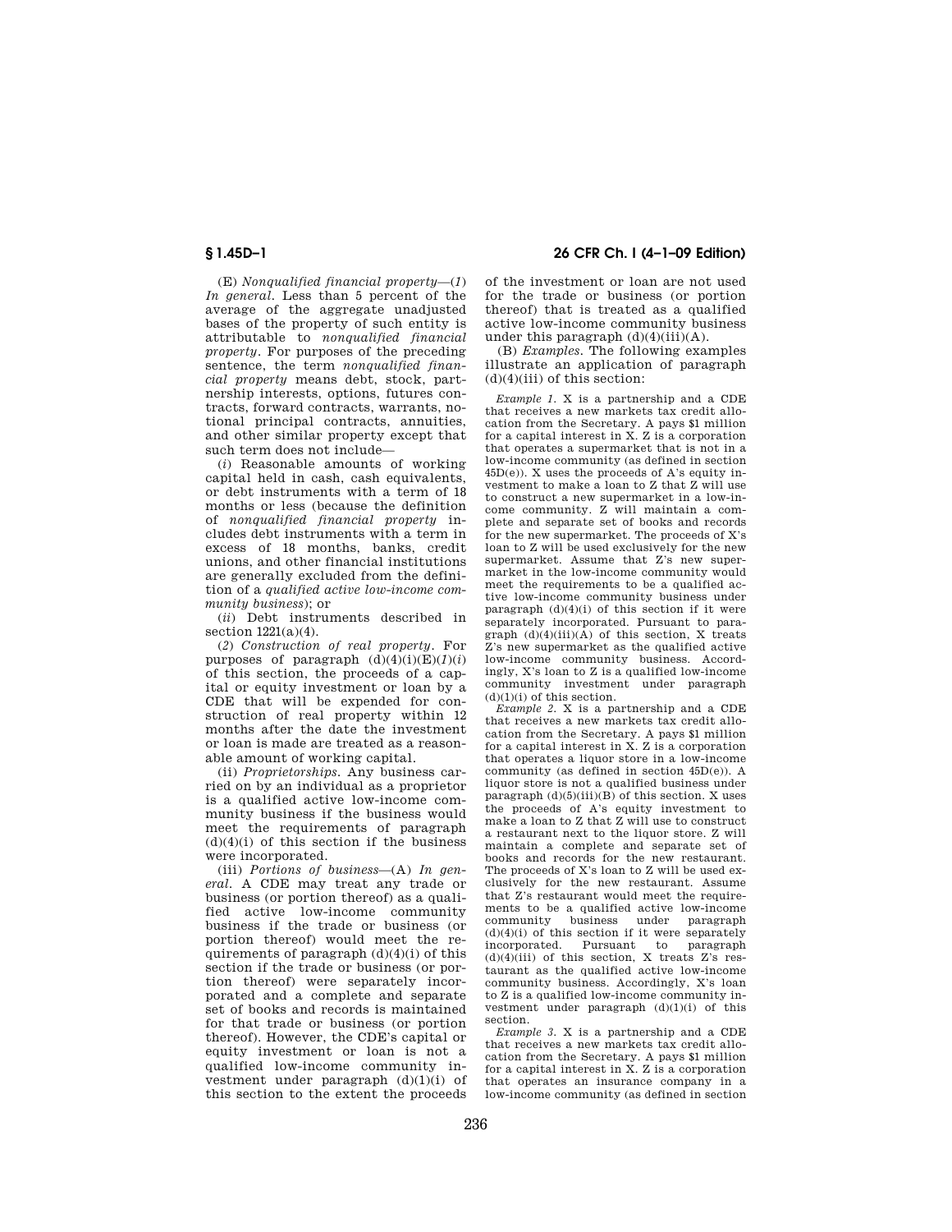(E) *Nonqualified financial property*—(*1*) *In general*. Less than 5 percent of the average of the aggregate unadjusted bases of the property of such entity is attributable to *nonqualified financial property*. For purposes of the preceding sentence, the term *nonqualified financial property* means debt, stock, partnership interests, options, futures contracts, forward contracts, warrants, notional principal contracts, annuities, and other similar property except that such term does not include—

(*i*) Reasonable amounts of working capital held in cash, cash equivalents, or debt instruments with a term of 18 months or less (because the definition of *nonqualified financial property* includes debt instruments with a term in excess of 18 months, banks, credit unions, and other financial institutions are generally excluded from the definition of a *qualified active low-income community business*); or

(*ii*) Debt instruments described in section 1221(a)(4).

(*2*) *Construction of real property*. For purposes of paragraph (d)(4)(i)(E)(*1*)(*i*) of this section, the proceeds of a capital or equity investment or loan by a CDE that will be expended for construction of real property within 12 months after the date the investment or loan is made are treated as a reasonable amount of working capital.

(ii) *Proprietorships*. Any business carried on by an individual as a proprietor is a qualified active low-income community business if the business would meet the requirements of paragraph (d)(4)(i) of this section if the business were incorporated.

(iii) *Portions of business*—(A) *In general*. A CDE may treat any trade or business (or portion thereof) as a qualified active low-income community business if the trade or business (or portion thereof) would meet the requirements of paragraph (d)(4)(i) of this section if the trade or business (or portion thereof) were separately incorporated and a complete and separate set of books and records is maintained for that trade or business (or portion thereof). However, the CDE's capital or equity investment or loan is not a qualified low-income community investment under paragraph (d)(1)(i) of this section to the extent the proceeds of the investment or loan are not used for the trade or business (or portion thereof) that is treated as a qualified active low-income community business under this paragraph (d)(4)(iii)(A).

(B) *Examples*. The following examples illustrate an application of paragraph (d)(4)(iii) of this section:

*Example 1*. X is a partnership and a CDE that receives a new markets tax credit allocation from the Secretary. A pays $1 million for a capital interest in X. Z is a corporation that operates a supermarket that is not in a low-income community (as defined in section 45D(e)). X uses the proceeds of A's equity investment to make a loan to Z that Z will use to construct a new supermarket in a low-income community. Z will maintain a complete and separate set of books and records for the new supermarket. The proceeds of X's loan to Z will be used exclusively for the new supermarket. Assume that Z's new supermarket in the low-income community would meet the requirements to be a qualified active low-income community business under paragraph (d)(4)(i) of this section if it were separately incorporated. Pursuant to paragraph (d)(4)(iii)(A) of this section, X treats Z's new supermarket as the qualified active low-income community business. Accordingly, X's loan to Z is a qualified low-income community investment under paragraph (d)(1)(i) of this section.

*Example 2*. X is a partnership and a CDE that receives a new markets tax credit allocation from the Secretary. A pays $1 million for a capital interest in X. Z is a corporation that operates a liquor store in a low-income community (as defined in section 45D(e)). A liquor store is not a qualified business under paragraph (d)(5)(iii)(B) of this section. X uses the proceeds of A's equity investment to make a loan to Z that Z will use to construct a restaurant next to the liquor store. Z will maintain a complete and separate set of books and records for the new restaurant. The proceeds of X's loan to Z will be used exclusively for the new restaurant. Assume that Z's restaurant would meet the requirements to be a qualified active low-income community business under paragraph (d)(4)(i) of this section if it were separately incorporated. Pursuant to paragraph (d)(4)(iii) of this section, X treats Z's restaurant as the qualified active low-income community business. Accordingly, X's loan to Z is a qualified low-income community investment under paragraph (d)(1)(i) of this section.

*Example 3*. X is a partnership and a CDE that receives a new markets tax credit allocation from the Secretary. A pays $1 million for a capital interest in X. Z is a corporation that operates an insurance company in a low-income community (as defined in section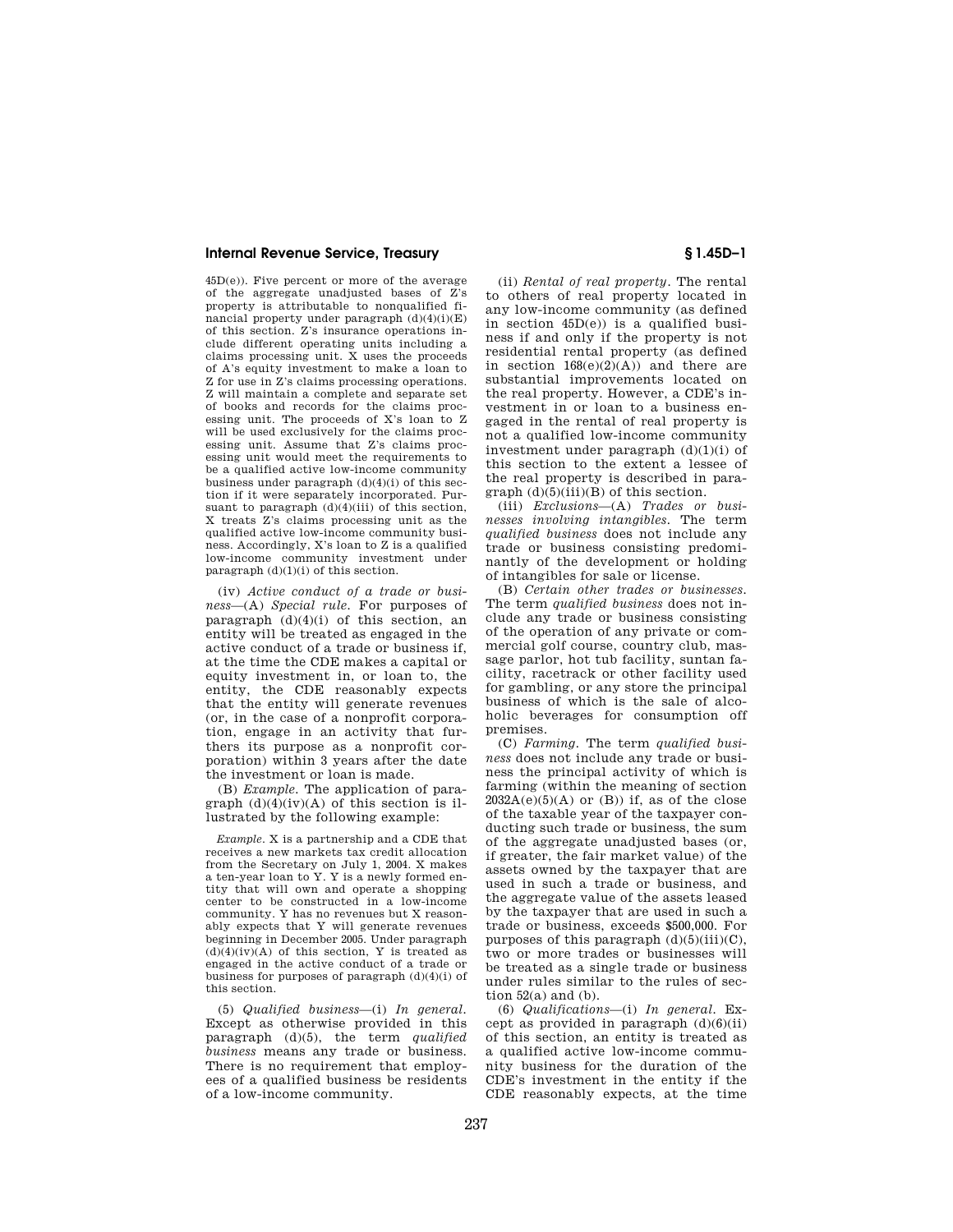45D(e)). Five percent or more of the average of the aggregate unadjusted bases of Z's property is attributable to nonqualified financial property under paragraph (d)(4)(i)(E) of this section. Z's insurance operations include different operating units including a claims processing unit. X uses the proceeds of A's equity investment to make a loan to Z for use in Z's claims processing operations. Z will maintain a complete and separate set of books and records for the claims processing unit. The proceeds of X's loan to Z will be used exclusively for the claims processing unit. Assume that Z's claims processing unit would meet the requirements to be a qualified active low-income community business under paragraph (d)(4)(i) of this section if it were separately incorporated. Pursuant to paragraph (d)(4)(iii) of this section, X treats Z's claims processing unit as the qualified active low-income community business. Accordingly, X's loan to Z is a qualified low-income community investment under paragraph (d)(1)(i) of this section.

(iv) *Active conduct of a trade or business*—(A) *Special rule.* For purposes of paragraph (d)(4)(i) of this section, an entity will be treated as engaged in the active conduct of a trade or business if, at the time the CDE makes a capital or equity investment in, or loan to, the entity, the CDE reasonably expects that the entity will generate revenues (or, in the case of a nonprofit corporation, engage in an activity that furthers its purpose as a nonprofit corporation) within 3 years after the date the investment or loan is made.

(B) *Example.* The application of paragraph (d)(4)(iv)(A) of this section is illustrated by the following example:

*Example.* X is a partnership and a CDE that receives a new markets tax credit allocation from the Secretary on July 1, 2004. X makes a ten-year loan to Y. Y is a newly formed entity that will own and operate a shopping center to be constructed in a low-income community. Y has no revenues but X reasonably expects that Y will generate revenues beginning in December 2005. Under paragraph (d)(4)(iv)(A) of this section, Y is treated as engaged in the active conduct of a trade or business for purposes of paragraph (d)(4)(i) of this section.

(5) *Qualified business*—(i) *In general.* Except as otherwise provided in this paragraph (d)(5), the term *qualified business* means any trade or business. There is no requirement that employees of a qualified business be residents of a low-income community.

(ii) *Rental of real property.* The rental to others of real property located in any low-income community (as defined in section 45D(e)) is a qualified business if and only if the property is not residential rental property (as defined in section 168(e)(2)(A)) and there are substantial improvements located on the real property. However, a CDE's investment in or loan to a business engaged in the rental of real property is not a qualified low-income community investment under paragraph (d)(1)(i) of this section to the extent a lessee of the real property is described in paragraph (d)(5)(iii)(B) of this section.

(iii) *Exclusions*—(A) *Trades or businesses involving intangibles.* The term *qualified business* does not include any trade or business consisting predominantly of the development or holding of intangibles for sale or license.

(B) *Certain other trades or businesses.* The term *qualified business* does not include any trade or business consisting of the operation of any private or commercial golf course, country club, massage parlor, hot tub facility, suntan facility, racetrack or other facility used for gambling, or any store the principal business of which is the sale of alcoholic beverages for consumption off premises.

(C) *Farming.* The term *qualified business* does not include any trade or business the principal activity of which is farming (within the meaning of section 2032A(e)(5)(A) or (B)) if, as of the close of the taxable year of the taxpayer conducting such trade or business, the sum of the aggregate unadjusted bases (or, if greater, the fair market value) of the assets owned by the taxpayer that are used in such a trade or business, and the aggregate value of the assets leased by the taxpayer that are used in such a trade or business, exceeds $500,000. For purposes of this paragraph (d)(5)(iii)(C), two or more trades or businesses will be treated as a single trade or business under rules similar to the rules of section 52(a) and (b).

(6) *Qualifications*—(i) *In general.* Except as provided in paragraph (d)(6)(ii) of this section, an entity is treated as a qualified active low-income community business for the duration of the CDE's investment in the entity if the CDE reasonably expects, at the time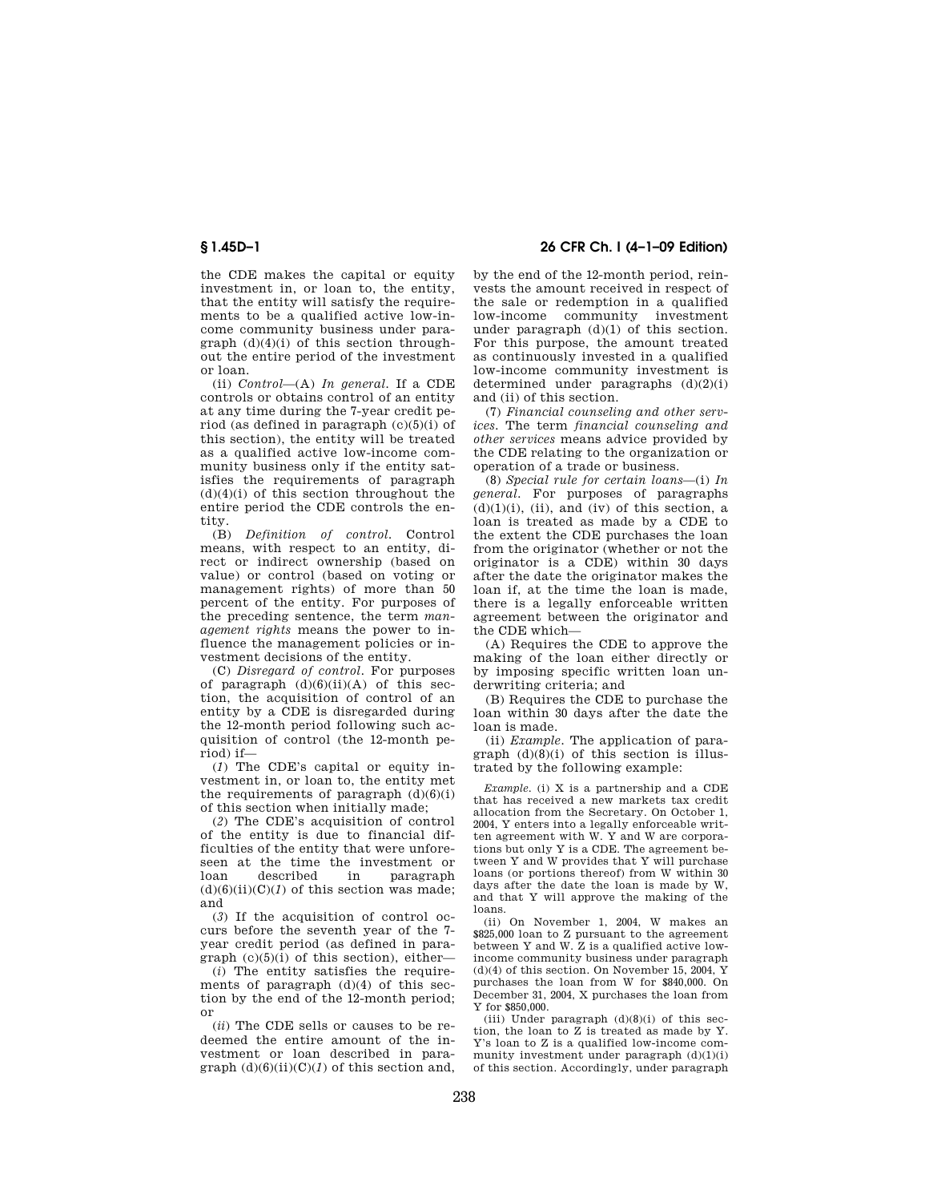the CDE makes the capital or equity investment in, or loan to, the entity, that the entity will satisfy the requirements to be a qualified active low-income community business under paragraph (d)(4)(i) of this section throughout the entire period of the investment or loan.

(ii) *Control*—(A) *In general.* If a CDE controls or obtains control of an entity at any time during the 7-year credit period (as defined in paragraph (c)(5)(i) of this section), the entity will be treated as a qualified active low-income community business only if the entity satisfies the requirements of paragraph (d)(4)(i) of this section throughout the entire period the CDE controls the entity.

(B) *Definition of control.* Control means, with respect to an entity, direct or indirect ownership (based on value) or control (based on voting or management rights) of more than 50 percent of the entity. For purposes of the preceding sentence, the term *management rights* means the power to influence the management policies or investment decisions of the entity.

(C) *Disregard of control.* For purposes of paragraph (d)(6)(ii)(A) of this section, the acquisition of control of an entity by a CDE is disregarded during the 12-month period following such acquisition of control (the 12-month period) if—

(*1*) The CDE's capital or equity investment in, or loan to, the entity met the requirements of paragraph (d)(6)(i) of this section when initially made;

(*2*) The CDE's acquisition of control of the entity is due to financial difficulties of the entity that were unforeseen at the time the investment or loan described in paragraph (d)(6)(ii)(C)(*1*) of this section was made; and

(*3*) If the acquisition of control occurs before the seventh year of the 7-year credit period (as defined in paragraph (c)(5)(i) of this section), either—

(*i*) The entity satisfies the requirements of paragraph (d)(4) of this section by the end of the 12-month period; or

(*ii*) The CDE sells or causes to be redeemed the entire amount of the investment or loan described in paragraph (d)(6)(ii)(C)(*1*) of this section and, by the end of the 12-month period, reinvests the amount received in respect of the sale or redemption in a qualified low-income community investment under paragraph (d)(1) of this section. For this purpose, the amount treated as continuously invested in a qualified low-income community investment is determined under paragraphs (d)(2)(i) and (ii) of this section.

(7) *Financial counseling and other services.* The term *financial counseling and other services* means advice provided by the CDE relating to the organization or operation of a trade or business.

(8) *Special rule for certain loans*—(i) *In general.* For purposes of paragraphs (d)(1)(i), (ii), and (iv) of this section, a loan is treated as made by a CDE to the extent the CDE purchases the loan from the originator (whether or not the originator is a CDE) within 30 days after the date the originator makes the loan if, at the time the loan is made, there is a legally enforceable written agreement between the originator and the CDE which—

(A) Requires the CDE to approve the making of the loan either directly or by imposing specific written loan underwriting criteria; and

(B) Requires the CDE to purchase the loan within 30 days after the date the loan is made.

(ii) *Example.* The application of paragraph (d)(8)(i) of this section is illustrated by the following example:

*Example.* (i) X is a partnership and a CDE that has received a new markets tax credit allocation from the Secretary. On October 1, 2004, Y enters into a legally enforceable written agreement with W. Y and W are corporations but only Y is a CDE. The agreement between Y and W provides that Y will purchase loans (or portions thereof) from W within 30 days after the date the loan is made by W, and that Y will approve the making of the loans.

(ii) On November 1, 2004, W makes an $825,000 loan to Z pursuant to the agreement between Y and W. Z is a qualified active low-income community business under paragraph (d)(4) of this section. On November 15, 2004, Y purchases the loan from W for $840,000. On December 31, 2004, X purchases the loan from Y for $850,000.

(iii) Under paragraph (d)(8)(i) of this section, the loan to Z is treated as made by Y. Y's loan to Z is a qualified low-income community investment under paragraph (d)(1)(i) of this section. Accordingly, under paragraph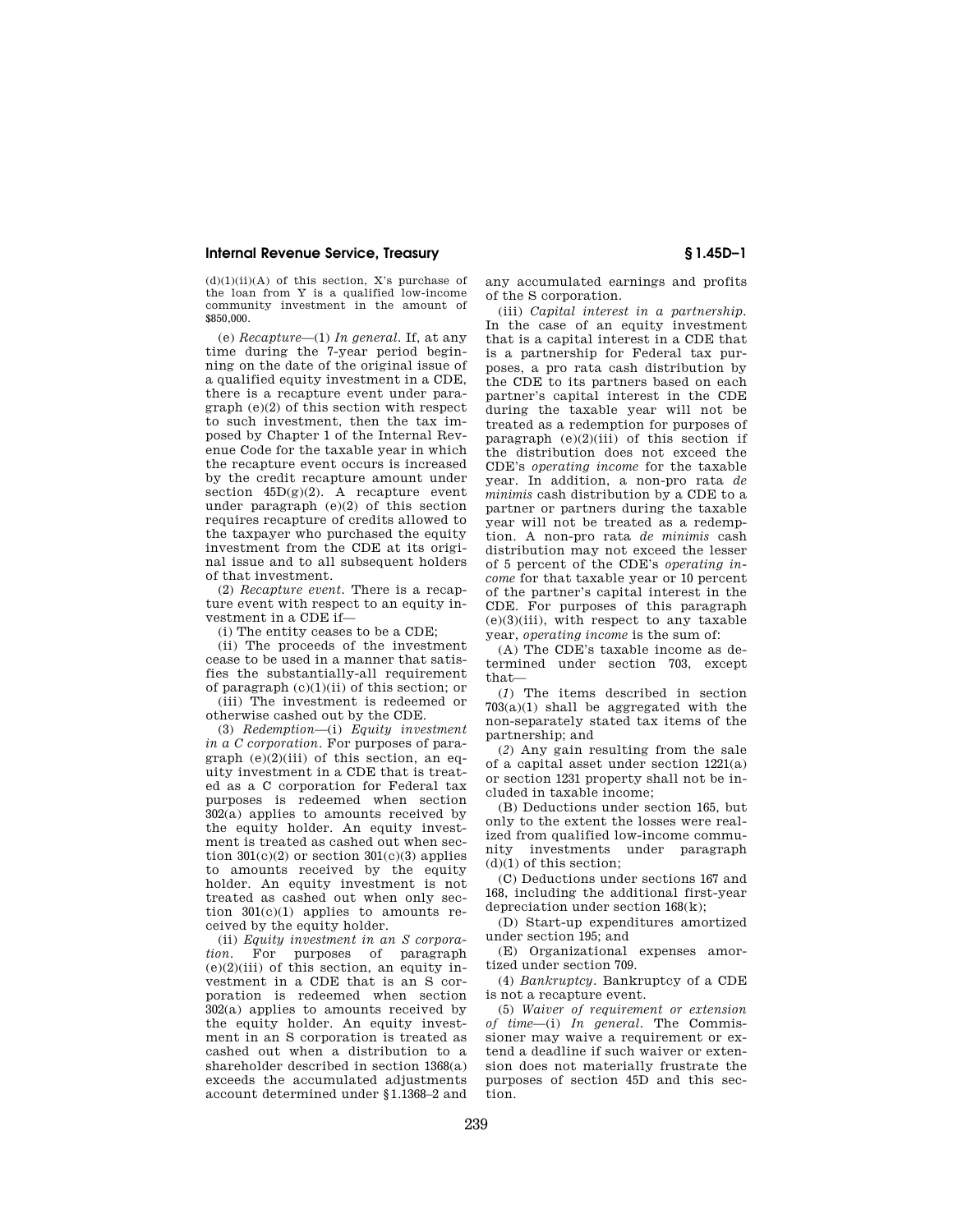(d)(1)(ii)(A) of this section, X's purchase of the loan from Y is a qualified low-income community investment in the amount of $850,000.

(e) *Recapture*—(1) *In general.* If, at any time during the 7-year period beginning on the date of the original issue of a qualified equity investment in a CDE, there is a recapture event under paragraph (e)(2) of this section with respect to such investment, then the tax imposed by Chapter 1 of the Internal Revenue Code for the taxable year in which the recapture event occurs is increased by the credit recapture amount under section 45D(g)(2). A recapture event under paragraph (e)(2) of this section requires recapture of credits allowed to the taxpayer who purchased the equity investment from the CDE at its original issue and to all subsequent holders of that investment.

(2) *Recapture event.* There is a recapture event with respect to an equity investment in a CDE if—

(i) The entity ceases to be a CDE;

(ii) The proceeds of the investment cease to be used in a manner that satisfies the substantially-all requirement of paragraph (c)(1)(ii) of this section; or

(iii) The investment is redeemed or otherwise cashed out by the CDE.

(3) *Redemption*—(i) *Equity investment in a C corporation.* For purposes of paragraph (e)(2)(iii) of this section, an equity investment in a CDE that is treated as a C corporation for Federal tax purposes is redeemed when section 302(a) applies to amounts received by the equity holder. An equity investment is treated as cashed out when section 301(c)(2) or section 301(c)(3) applies to amounts received by the equity holder. An equity investment is not treated as cashed out when only section 301(c)(1) applies to amounts received by the equity holder.

(ii) *Equity investment in an S corporation.* For purposes of paragraph (e)(2)(iii) of this section, an equity investment in a CDE that is an S corporation is redeemed when section 302(a) applies to amounts received by the equity holder. An equity investment in an S corporation is treated as cashed out when a distribution to a shareholder described in section 1368(a) exceeds the accumulated adjustments account determined under §1.1368–2 and any accumulated earnings and profits of the S corporation.

(iii) *Capital interest in a partnership.* In the case of an equity investment that is a capital interest in a CDE that is a partnership for Federal tax purposes, a pro rata cash distribution by the CDE to its partners based on each partner's capital interest in the CDE during the taxable year will not be treated as a redemption for purposes of paragraph (e)(2)(iii) of this section if the distribution does not exceed the CDE's *operating income* for the taxable year. In addition, a non-pro rata *de minimis* cash distribution by a CDE to a partner or partners during the taxable year will not be treated as a redemption. A non-pro rata *de minimis* cash distribution may not exceed the lesser of 5 percent of the CDE's *operating income* for that taxable year or 10 percent of the partner's capital interest in the CDE. For purposes of this paragraph (e)(3)(iii), with respect to any taxable year, *operating income* is the sum of:

(A) The CDE's taxable income as determined under section 703, except that—

(*1*) The items described in section 703(a)(1) shall be aggregated with the non-separately stated tax items of the partnership; and

(*2*) Any gain resulting from the sale of a capital asset under section 1221(a) or section 1231 property shall not be included in taxable income;

(B) Deductions under section 165, but only to the extent the losses were realized from qualified low-income community investments under paragraph (d)(1) of this section;

(C) Deductions under sections 167 and 168, including the additional first-year depreciation under section 168(k);

(D) Start-up expenditures amortized under section 195; and

(E) Organizational expenses amortized under section 709.

(4) *Bankruptcy.* Bankruptcy of a CDE is not a recapture event.

(5) *Waiver of requirement or extension of time*—(i) *In general.* The Commissioner may waive a requirement or extend a deadline if such waiver or extension does not materially frustrate the purposes of section 45D and this section.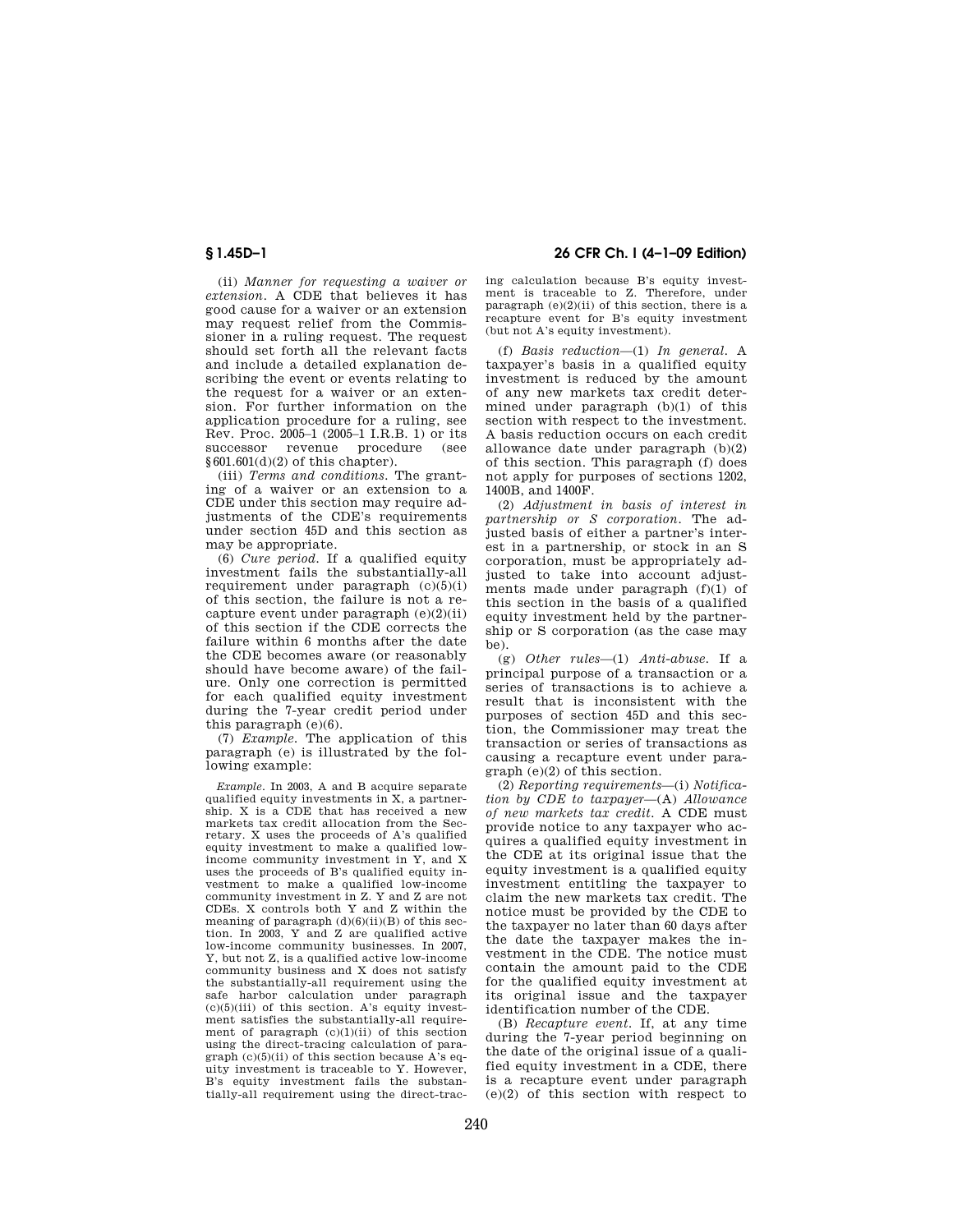(ii) *Manner for requesting a waiver or extension.* A CDE that believes it has good cause for a waiver or an extension may request relief from the Commissioner in a ruling request. The request should set forth all the relevant facts and include a detailed explanation describing the event or events relating to the request for a waiver or an extension. For further information on the application procedure for a ruling, see Rev. Proc. 2005–1 (2005–1 I.R.B. 1) or its successor revenue procedure (see §601.601(d)(2) of this chapter).

(iii) *Terms and conditions.* The granting of a waiver or an extension to a CDE under this section may require adjustments of the CDE's requirements under section 45D and this section as may be appropriate.

(6) *Cure period.* If a qualified equity investment fails the substantially-all requirement under paragraph (c)(5)(i) of this section, the failure is not a recapture event under paragraph (e)(2)(ii) of this section if the CDE corrects the failure within 6 months after the date the CDE becomes aware (or reasonably should have become aware) of the failure. Only one correction is permitted for each qualified equity investment during the 7-year credit period under this paragraph (e)(6).

(7) *Example.* The application of this paragraph (e) is illustrated by the following example:

*Example.* In 2003, A and B acquire separate qualified equity investments in X, a partnership. X is a CDE that has received a new markets tax credit allocation from the Secretary. X uses the proceeds of A's qualified equity investment to make a qualified low-income community investment in Y, and X uses the proceeds of B's qualified equity investment to make a qualified low-income community investment in Z. Y and Z are not CDEs. X controls both Y and Z within the meaning of paragraph (d)(6)(ii)(B) of this section. In 2003, Y and Z are qualified active low-income community businesses. In 2007, Y, but not Z, is a qualified active low-income community business and X does not satisfy the substantially-all requirement using the safe harbor calculation under paragraph (c)(5)(iii) of this section. A's equity investment satisfies the substantially-all requirement of paragraph (c)(1)(ii) of this section using the direct-tracing calculation of paragraph (c)(5)(ii) of this section because A's equity investment is traceable to Y. However, B's equity investment fails the substantially-all requirement using the direct-tracing calculation because B's equity investment is traceable to Z. Therefore, under paragraph (e)(2)(ii) of this section, there is a recapture event for B's equity investment (but not A's equity investment).

(f) *Basis reduction*—(1) *In general.* A taxpayer's basis in a qualified equity investment is reduced by the amount of any new markets tax credit determined under paragraph (b)(1) of this section with respect to the investment. A basis reduction occurs on each credit allowance date under paragraph (b)(2) of this section. This paragraph (f) does not apply for purposes of sections 1202, 1400B, and 1400F.

(2) *Adjustment in basis of interest in partnership or S corporation.* The adjusted basis of either a partner's interest in a partnership, or stock in an S corporation, must be appropriately adjusted to take into account adjustments made under paragraph (f)(1) of this section in the basis of a qualified equity investment held by the partnership or S corporation (as the case may be).

(g) *Other rules*—(1) *Anti-abuse.* If a principal purpose of a transaction or a series of transactions is to achieve a result that is inconsistent with the purposes of section 45D and this section, the Commissioner may treat the transaction or series of transactions as causing a recapture event under paragraph (e)(2) of this section.

(2) *Reporting requirements*—(i) *Notification by CDE to taxpayer*—(A) *Allowance of new markets tax credit.* A CDE must provide notice to any taxpayer who acquires a qualified equity investment in the CDE at its original issue that the equity investment is a qualified equity investment entitling the taxpayer to claim the new markets tax credit. The notice must be provided by the CDE to the taxpayer no later than 60 days after the date the taxpayer makes the investment in the CDE. The notice must contain the amount paid to the CDE for the qualified equity investment at its original issue and the taxpayer identification number of the CDE.

(B) *Recapture event.* If, at any time during the 7-year period beginning on the date of the original issue of a qualified equity investment in a CDE, there is a recapture event under paragraph (e)(2) of this section with respect to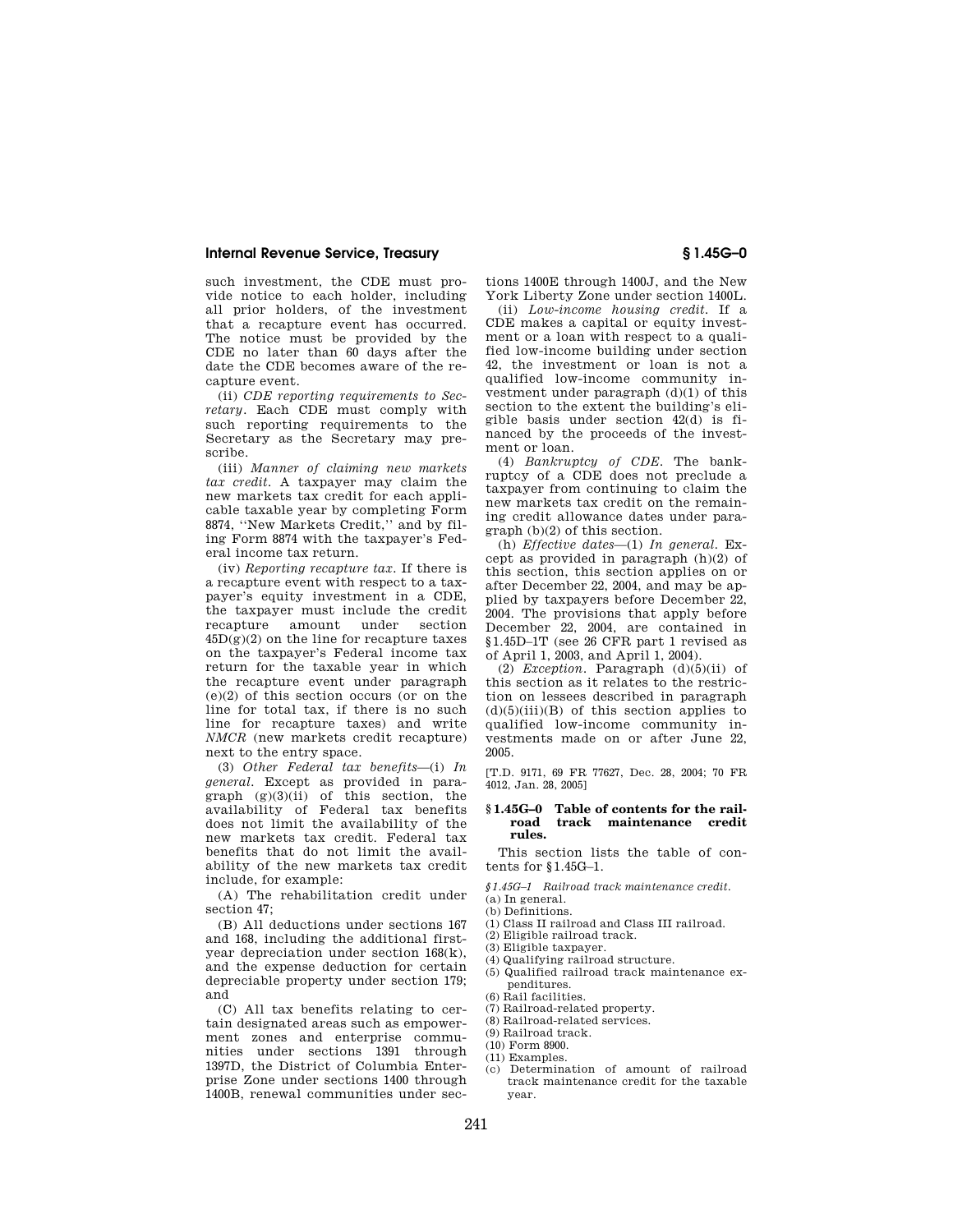such investment, the CDE must provide notice to each holder, including all prior holders, of the investment that a recapture event has occurred. The notice must be provided by the CDE no later than 60 days after the date the CDE becomes aware of the recapture event.

(ii) *CDE reporting requirements to Secretary.* Each CDE must comply with such reporting requirements to the Secretary as the Secretary may prescribe.

(iii) *Manner of claiming new markets tax credit.* A taxpayer may claim the new markets tax credit for each applicable taxable year by completing Form 8874, ''New Markets Credit,'' and by filing Form 8874 with the taxpayer's Federal income tax return.

(iv) *Reporting recapture tax.* If there is a recapture event with respect to a taxpayer's equity investment in a CDE, the taxpayer must include the credit recapture amount under section 45D(g)(2) on the line for recapture taxes on the taxpayer's Federal income tax return for the taxable year in which the recapture event under paragraph (e)(2) of this section occurs (or on the line for total tax, if there is no such line for recapture taxes) and write *NMCR* (new markets credit recapture) next to the entry space.

(3) *Other Federal tax benefits*—(i) *In general.* Except as provided in paragraph (g)(3)(ii) of this section, the availability of Federal tax benefits does not limit the availability of the new markets tax credit. Federal tax benefits that do not limit the availability of the new markets tax credit include, for example:

(A) The rehabilitation credit under section 47;

(B) All deductions under sections 167 and 168, including the additional first-year depreciation under section 168(k), and the expense deduction for certain depreciable property under section 179; and

(C) All tax benefits relating to certain designated areas such as empowerment zones and enterprise communities under sections 1391 through 1397D, the District of Columbia Enterprise Zone under sections 1400 through 1400B, renewal communities under sections 1400E through 1400J, and the New York Liberty Zone under section 1400L.

(ii) *Low-income housing credit.* If a CDE makes a capital or equity investment or a loan with respect to a qualified low-income building under section 42, the investment or loan is not a qualified low-income community investment under paragraph (d)(1) of this section to the extent the building's eligible basis under section 42(d) is financed by the proceeds of the investment or loan.

(4) *Bankruptcy of CDE.* The bankruptcy of a CDE does not preclude a taxpayer from continuing to claim the new markets tax credit on the remaining credit allowance dates under paragraph (b)(2) of this section.

(h) *Effective dates*—(1) *In general.* Except as provided in paragraph (h)(2) of this section, this section applies on or after December 22, 2004, and may be applied by taxpayers before December 22, 2004. The provisions that apply before December 22, 2004, are contained in §1.45D–1T (see 26 CFR part 1 revised as of April 1, 2003, and April 1, 2004).

(2) *Exception.* Paragraph (d)(5)(ii) of this section as it relates to the restriction on lessees described in paragraph (d)(5)(iii)(B) of this section applies to qualified low-income community investments made on or after June 22, 2005.

[T.D. 9171, 69 FR 77627, Dec. 28, 2004; 70 FR 4012, Jan. 28, 2005]

## §1.45G–0 Table of contents for the railroad track maintenance credit rules.

This section lists the table of contents for §1.45G–1.

*§1.45G–1 Railroad track maintenance credit.*

(a) In general.
(b) Definitions.
(1) Class II railroad and Class III railroad.
(2) Eligible railroad track.
(3) Eligible taxpayer.
(4) Qualifying railroad structure.
(5) Qualified railroad track maintenance expenditures.
(6) Rail facilities.
(7) Railroad-related property.
(8) Railroad-related services.
(9) Railroad track.
(10) Form 8900.
(11) Examples.
(c) Determination of amount of railroad track maintenance credit for the taxable year.